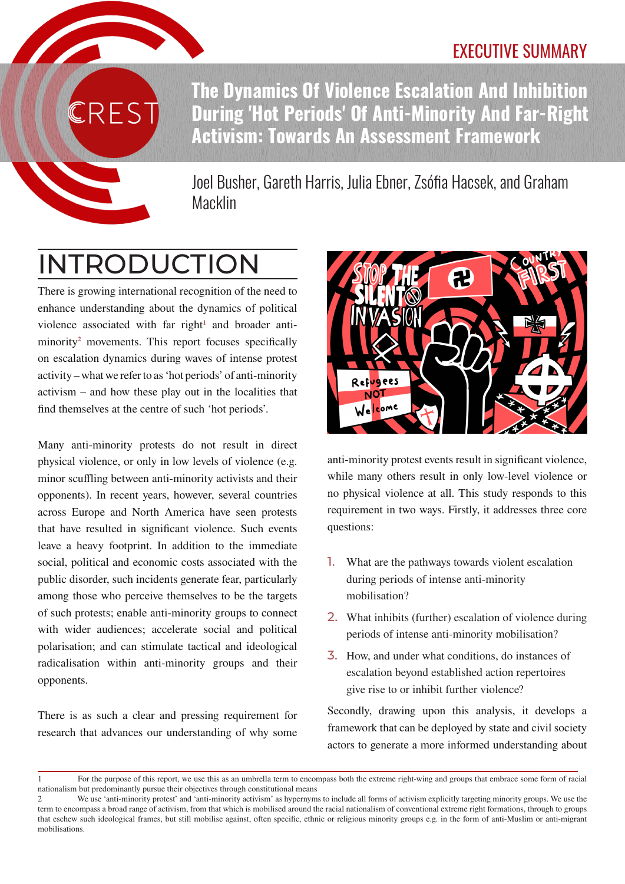EXECUTIVE SUMMARY

# The Dynamics Of Violence Escalation And Inhibition During 'Hot Periods' Of Anti-Minority And Far-Right Activism: Towards An Assessment Framework

Joel Busher, Gareth Harris, Julia Ebner, Zsófia Hacsek, and Graham Macklin

## INTRODUCTION

There is growing international recognition of the need to enhance understanding about the dynamics of political violence associated with far right[1] and broader anti-minority[2] movements. This report focuses specifically on escalation dynamics during waves of intense protest activity – what we refer to as 'hot periods' of anti-minority activism – and how these play out in the localities that find themselves at the centre of such 'hot periods'.

Many anti-minority protests do not result in direct physical violence, or only in low levels of violence (e.g. minor scuffling between anti-minority activists and their opponents). In recent years, however, several countries across Europe and North America have seen protests that have resulted in significant violence. Such events leave a heavy footprint. In addition to the immediate social, political and economic costs associated with the public disorder, such incidents generate fear, particularly among those who perceive themselves to be the targets of such protests; enable anti-minority groups to connect with wider audiences; accelerate social and political polarisation; and can stimulate tactical and ideological radicalisation within anti-minority groups and their opponents.

There is as such a clear and pressing requirement for research that advances our understanding of why some anti-minority protest events result in significant violence, while many others result in only low-level violence or no physical violence at all. This study responds to this requirement in two ways. Firstly, it addresses three core questions:

1. What are the pathways towards violent escalation during periods of intense anti-minority mobilisation?
2. What inhibits (further) escalation of violence during periods of intense anti-minority mobilisation?
3. How, and under what conditions, do instances of escalation beyond established action repertoires give rise to or inhibit further violence?

Secondly, drawing upon this analysis, it develops a framework that can be deployed by state and civil society actors to generate a more informed understanding about

---

1 For the purpose of this report, we use this as an umbrella term to encompass both the extreme right-wing and groups that embrace some form of racial nationalism but predominantly pursue their objectives through constitutional means

2 We use 'anti-minority protest' and 'anti-minority activism' as hypernyms to include all forms of activism explicitly targeting minority groups. We use the term to encompass a broad range of activism, from that which is mobilised around the racial nationalism of conventional extreme right formations, through to groups that eschew such ideological frames, but still mobilise against, often specific, ethnic or religious minority groups e.g. in the form of anti-Muslim or anti-migrant mobilisations.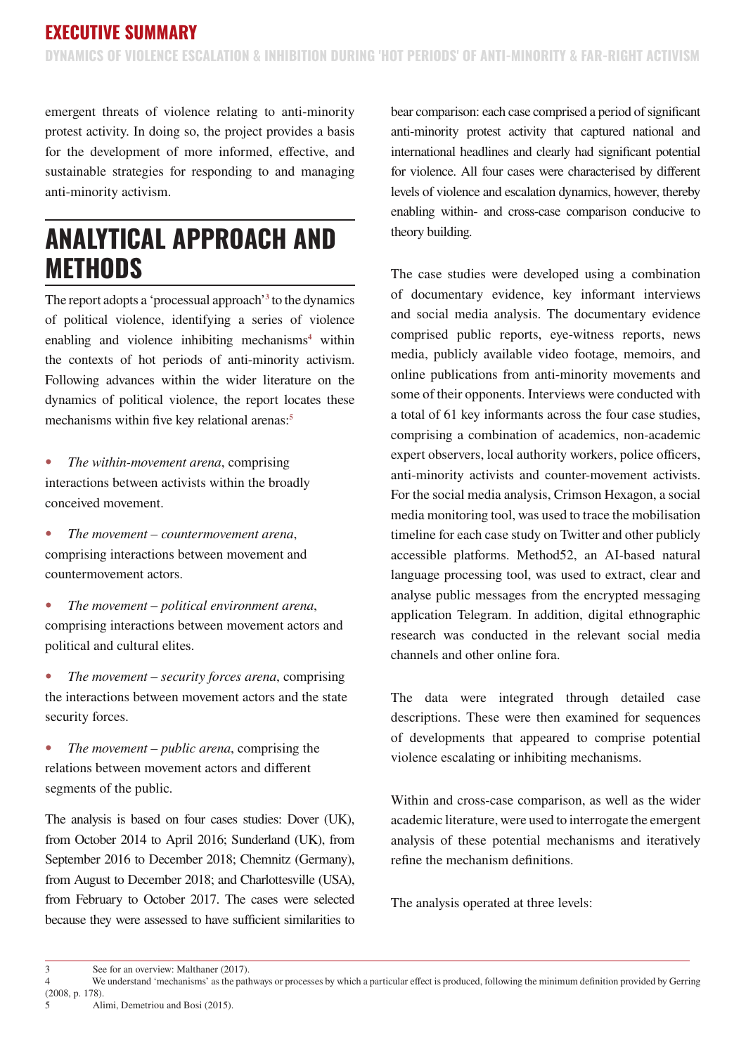emergent threats of violence relating to anti-minority protest activity. In doing so, the project provides a basis for the development of more informed, effective, and sustainable strategies for responding to and managing anti-minority activism.

## ANALYTICAL APPROACH AND METHODS

The report adopts a 'processual approach'[3] to the dynamics of political violence, identifying a series of violence enabling and violence inhibiting mechanisms[4] within the contexts of hot periods of anti-minority activism. Following advances within the wider literature on the dynamics of political violence, the report locates these mechanisms within five key relational arenas:[5]

- *The within-movement arena*, comprising interactions between activists within the broadly conceived movement.
- *The movement – countermovement arena*, comprising interactions between movement and countermovement actors.
- *The movement – political environment arena*, comprising interactions between movement actors and political and cultural elites.
- *The movement – security forces arena*, comprising the interactions between movement actors and the state security forces.
- *The movement – public arena*, comprising the relations between movement actors and different segments of the public.

The analysis is based on four cases studies: Dover (UK), from October 2014 to April 2016; Sunderland (UK), from September 2016 to December 2018; Chemnitz (Germany), from August to December 2018; and Charlottesville (USA), from February to October 2017. The cases were selected because they were assessed to have sufficient similarities to bear comparison: each case comprised a period of significant anti-minority protest activity that captured national and international headlines and clearly had significant potential for violence. All four cases were characterised by different levels of violence and escalation dynamics, however, thereby enabling within- and cross-case comparison conducive to theory building.

The case studies were developed using a combination of documentary evidence, key informant interviews and social media analysis. The documentary evidence comprised public reports, eye-witness reports, news media, publicly available video footage, memoirs, and online publications from anti-minority movements and some of their opponents. Interviews were conducted with a total of 61 key informants across the four case studies, comprising a combination of academics, non-academic expert observers, local authority workers, police officers, anti-minority activists and counter-movement activists. For the social media analysis, Crimson Hexagon, a social media monitoring tool, was used to trace the mobilisation timeline for each case study on Twitter and other publicly accessible platforms. Method52, an AI-based natural language processing tool, was used to extract, clear and analyse public messages from the encrypted messaging application Telegram. In addition, digital ethnographic research was conducted in the relevant social media channels and other online fora.

The data were integrated through detailed case descriptions. These were then examined for sequences of developments that appeared to comprise potential violence escalating or inhibiting mechanisms.

Within and cross-case comparison, as well as the wider academic literature, were used to interrogate the emergent analysis of these potential mechanisms and iteratively refine the mechanism definitions.

The analysis operated at three levels:

---

3 See for an overview: Malthaner (2017).

4 We understand 'mechanisms' as the pathways or processes by which a particular effect is produced, following the minimum definition provided by Gerring (2008, p. 178).

5 Alimi, Demetriou and Bosi (2015).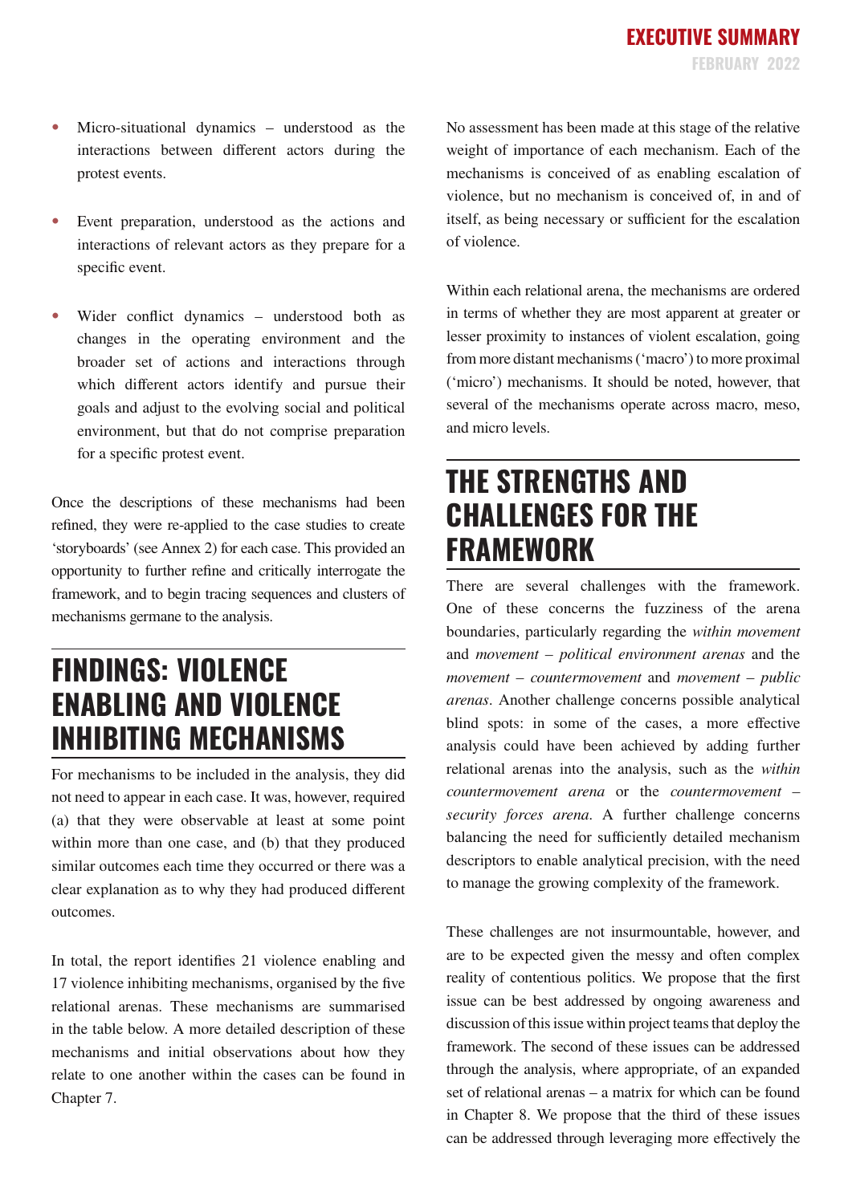- Micro-situational dynamics – understood as the interactions between different actors during the protest events.
- Event preparation, understood as the actions and interactions of relevant actors as they prepare for a specific event.
- Wider conflict dynamics – understood both as changes in the operating environment and the broader set of actions and interactions through which different actors identify and pursue their goals and adjust to the evolving social and political environment, but that do not comprise preparation for a specific protest event.

Once the descriptions of these mechanisms had been refined, they were re-applied to the case studies to create 'storyboards' (see Annex 2) for each case. This provided an opportunity to further refine and critically interrogate the framework, and to begin tracing sequences and clusters of mechanisms germane to the analysis.

## FINDINGS: VIOLENCE ENABLING AND VIOLENCE INHIBITING MECHANISMS

For mechanisms to be included in the analysis, they did not need to appear in each case. It was, however, required (a) that they were observable at least at some point within more than one case, and (b) that they produced similar outcomes each time they occurred or there was a clear explanation as to why they had produced different outcomes.

In total, the report identifies 21 violence enabling and 17 violence inhibiting mechanisms, organised by the five relational arenas. These mechanisms are summarised in the table below. A more detailed description of these mechanisms and initial observations about how they relate to one another within the cases can be found in Chapter 7.

No assessment has been made at this stage of the relative weight of importance of each mechanism. Each of the mechanisms is conceived of as enabling escalation of violence, but no mechanism is conceived of, in and of itself, as being necessary or sufficient for the escalation of violence.

Within each relational arena, the mechanisms are ordered in terms of whether they are most apparent at greater or lesser proximity to instances of violent escalation, going from more distant mechanisms ('macro') to more proximal ('micro') mechanisms. It should be noted, however, that several of the mechanisms operate across macro, meso, and micro levels.

## THE STRENGTHS AND CHALLENGES FOR THE FRAMEWORK

There are several challenges with the framework. One of these concerns the fuzziness of the arena boundaries, particularly regarding the *within movement* and *movement – political environment arenas* and the *movement – countermovement* and *movement – public arenas*. Another challenge concerns possible analytical blind spots: in some of the cases, a more effective analysis could have been achieved by adding further relational arenas into the analysis, such as the *within countermovement arena* or the *countermovement – security forces arena*. A further challenge concerns balancing the need for sufficiently detailed mechanism descriptors to enable analytical precision, with the need to manage the growing complexity of the framework.

These challenges are not insurmountable, however, and are to be expected given the messy and often complex reality of contentious politics. We propose that the first issue can be best addressed by ongoing awareness and discussion of this issue within project teams that deploy the framework. The second of these issues can be addressed through the analysis, where appropriate, of an expanded set of relational arenas – a matrix for which can be found in Chapter 8. We propose that the third of these issues can be addressed through leveraging more effectively the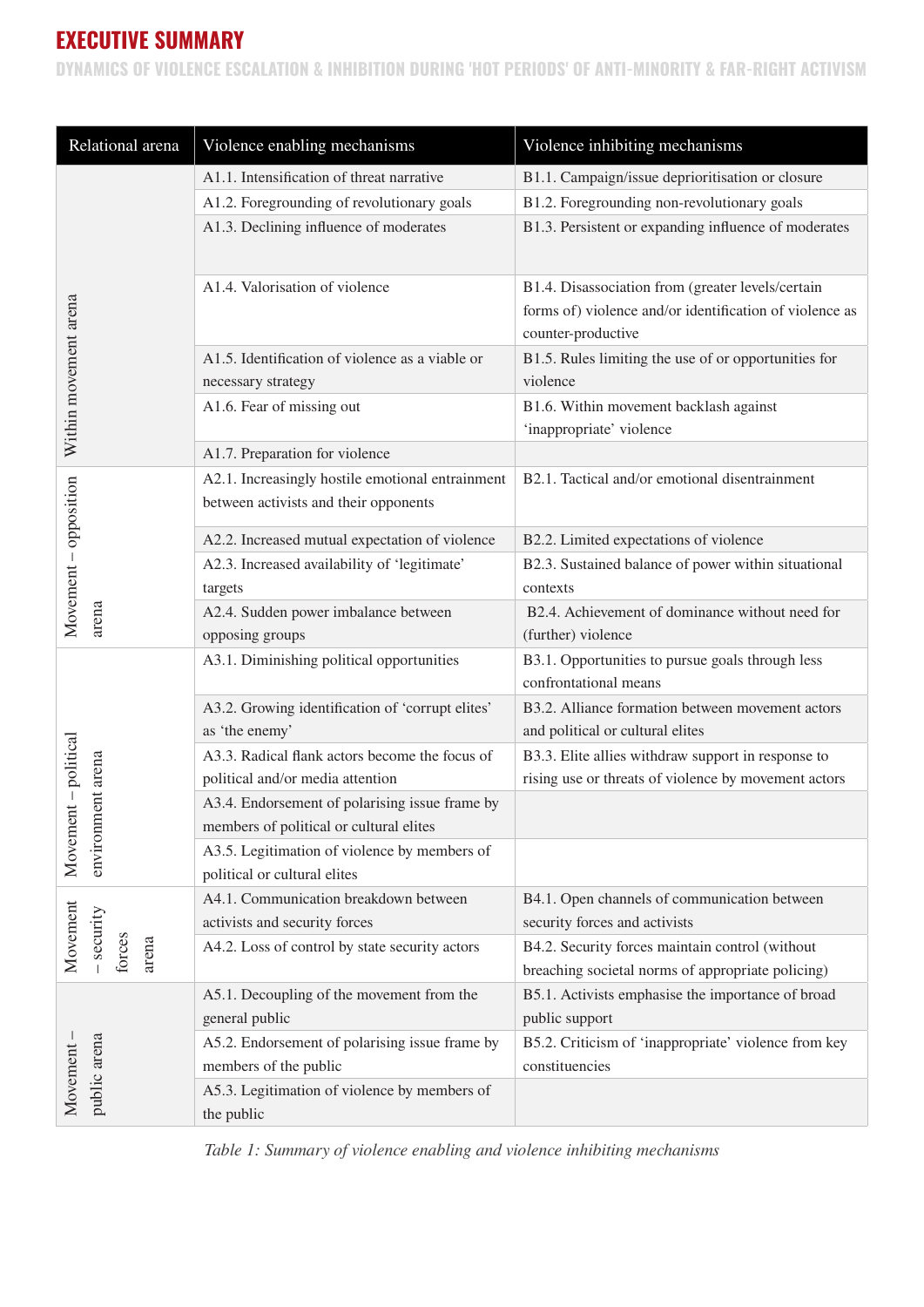# EXECUTIVE SUMMARY

## DYNAMICS OF VIOLENCE ESCALATION & INHIBITION DURING 'HOT PERIODS' OF ANTI-MINORITY & FAR-RIGHT ACTIVISM

| Relational arena | Violence enabling mechanisms | Violence inhibiting mechanisms |
|---|---|---|
| Within movement arena | A1.1. Intensification of threat narrative | B1.1. Campaign/issue deprioritisation or closure |
| | A1.2. Foregrounding of revolutionary goals | B1.2. Foregrounding non-revolutionary goals |
| | A1.3. Declining influence of moderates | B1.3. Persistent or expanding influence of moderates |
| | A1.4. Valorisation of violence | B1.4. Disassociation from (greater levels/certain forms of) violence and/or identification of violence as counter-productive |
| | A1.5. Identification of violence as a viable or necessary strategy | B1.5. Rules limiting the use of or opportunities for violence |
| | A1.6. Fear of missing out | B1.6. Within movement backlash against 'inappropriate' violence |
| | A1.7. Preparation for violence | |
| Movement – opposition arena | A2.1. Increasingly hostile emotional entrainment between activists and their opponents | B2.1. Tactical and/or emotional disentrainment |
| | A2.2. Increased mutual expectation of violence | B2.2. Limited expectations of violence |
| | A2.3. Increased availability of 'legitimate' targets | B2.3. Sustained balance of power within situational contexts |
| | A2.4. Sudden power imbalance between opposing groups | B2.4. Achievement of dominance without need for (further) violence |
| Movement – political environment arena | A3.1. Diminishing political opportunities | B3.1. Opportunities to pursue goals through less confrontational means |
| | A3.2. Growing identification of 'corrupt elites' as 'the enemy' | B3.2. Alliance formation between movement actors and political or cultural elites |
| | A3.3. Radical flank actors become the focus of political and/or media attention | B3.3. Elite allies withdraw support in response to rising use or threats of violence by movement actors |
| | A3.4. Endorsement of polarising issue frame by members of political or cultural elites | |
| | A3.5. Legitimation of violence by members of political or cultural elites | |
| Movement – security forces arena | A4.1. Communication breakdown between activists and security forces | B4.1. Open channels of communication between security forces and activists |
| | A4.2. Loss of control by state security actors | B4.2. Security forces maintain control (without breaching societal norms of appropriate policing) |
| Movement – public arena | A5.1. Decoupling of the movement from the general public | B5.1. Activists emphasise the importance of broad public support |
| | A5.2. Endorsement of polarising issue frame by members of the public | B5.2. Criticism of 'inappropriate' violence from key constituencies |
| | A5.3. Legitimation of violence by members of the public | |

*Table 1: Summary of violence enabling and violence inhibiting mechanisms*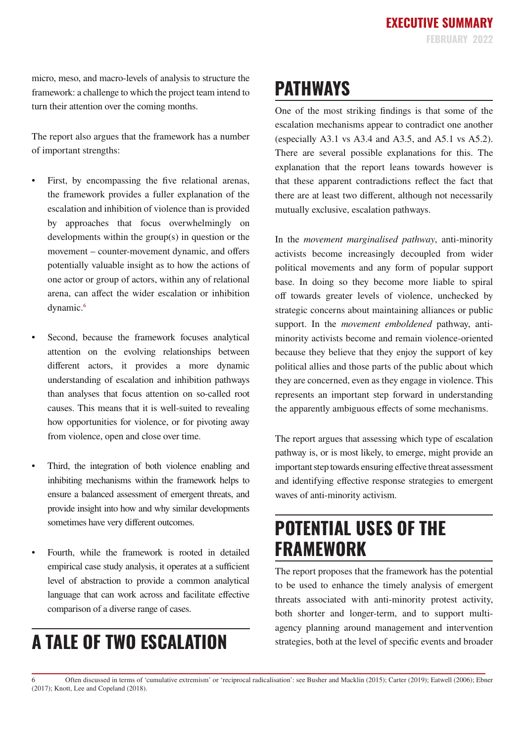micro, meso, and macro-levels of analysis to structure the framework: a challenge to which the project team intend to turn their attention over the coming months.

The report also argues that the framework has a number of important strengths:

- First, by encompassing the five relational arenas, the framework provides a fuller explanation of the escalation and inhibition of violence than is provided by approaches that focus overwhelmingly on developments within the group(s) in question or the movement – counter-movement dynamic, and offers potentially valuable insight as to how the actions of one actor or group of actors, within any of relational arena, can affect the wider escalation or inhibition dynamic.[6]

- Second, because the framework focuses analytical attention on the evolving relationships between different actors, it provides a more dynamic understanding of escalation and inhibition pathways than analyses that focus attention on so-called root causes. This means that it is well-suited to revealing how opportunities for violence, or for pivoting away from violence, open and close over time.

- Third, the integration of both violence enabling and inhibiting mechanisms within the framework helps to ensure a balanced assessment of emergent threats, and provide insight into how and why similar developments sometimes have very different outcomes.

- Fourth, while the framework is rooted in detailed empirical case study analysis, it operates at a sufficient level of abstraction to provide a common analytical language that can work across and facilitate effective comparison of a diverse range of cases.

## A TALE OF TWO ESCALATION PATHWAYS

One of the most striking findings is that some of the escalation mechanisms appear to contradict one another (especially A3.1 vs A3.4 and A3.5, and A5.1 vs A5.2). There are several possible explanations for this. The explanation that the report leans towards however is that these apparent contradictions reflect the fact that there are at least two different, although not necessarily mutually exclusive, escalation pathways.

In the *movement marginalised pathway*, anti-minority activists become increasingly decoupled from wider political movements and any form of popular support base. In doing so they become more liable to spiral off towards greater levels of violence, unchecked by strategic concerns about maintaining alliances or public support. In the *movement emboldened* pathway, anti-minority activists become and remain violence-oriented because they believe that they enjoy the support of key political allies and those parts of the public about which they are concerned, even as they engage in violence. This represents an important step forward in understanding the apparently ambiguous effects of some mechanisms.

The report argues that assessing which type of escalation pathway is, or is most likely, to emerge, might provide an important step towards ensuring effective threat assessment and identifying effective response strategies to emergent waves of anti-minority activism.

## POTENTIAL USES OF THE FRAMEWORK

The report proposes that the framework has the potential to be used to enhance the timely analysis of emergent threats associated with anti-minority protest activity, both shorter and longer-term, and to support multi-agency planning around management and intervention strategies, both at the level of specific events and broader

---

6 Often discussed in terms of 'cumulative extremism' or 'reciprocal radicalisation': see Busher and Macklin (2015); Carter (2019); Eatwell (2006); Ebner (2017); Knott, Lee and Copeland (2018).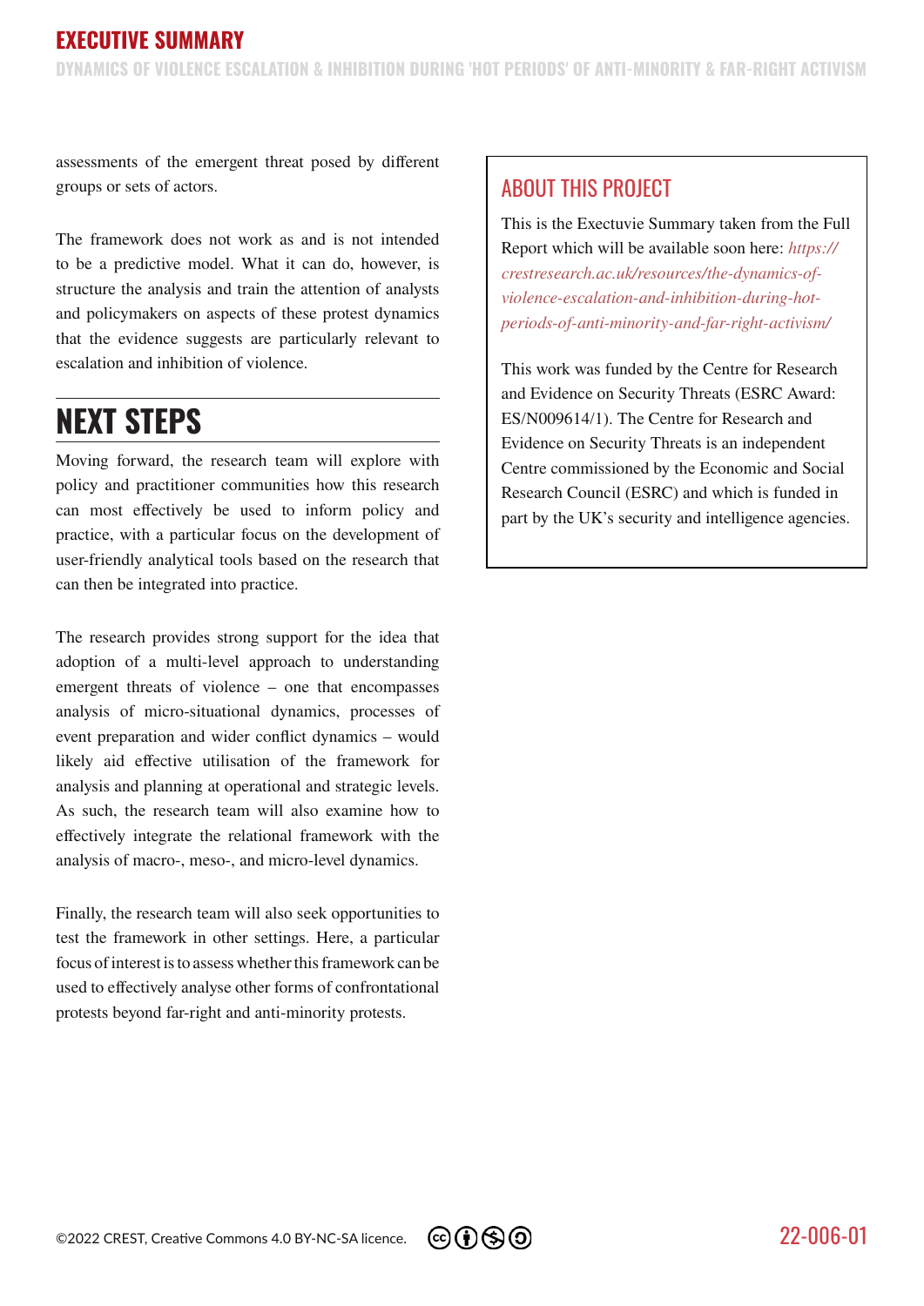assessments of the emergent threat posed by different groups or sets of actors.

The framework does not work as and is not intended to be a predictive model. What it can do, however, is structure the analysis and train the attention of analysts and policymakers on aspects of these protest dynamics that the evidence suggests are particularly relevant to escalation and inhibition of violence.

## NEXT STEPS

Moving forward, the research team will explore with policy and practitioner communities how this research can most effectively be used to inform policy and practice, with a particular focus on the development of user-friendly analytical tools based on the research that can then be integrated into practice.

The research provides strong support for the idea that adoption of a multi-level approach to understanding emergent threats of violence – one that encompasses analysis of micro-situational dynamics, processes of event preparation and wider conflict dynamics – would likely aid effective utilisation of the framework for analysis and planning at operational and strategic levels. As such, the research team will also examine how to effectively integrate the relational framework with the analysis of macro-, meso-, and micro-level dynamics.

Finally, the research team will also seek opportunities to test the framework in other settings. Here, a particular focus of interest is to assess whether this framework can be used to effectively analyse other forms of confrontational protests beyond far-right and anti-minority protests.

## ABOUT THIS PROJECT

This is the Exectuvie Summary taken from the Full Report which will be available soon here: *https://crestresearch.ac.uk/resources/the-dynamics-of-violence-escalation-and-inhibition-during-hot-periods-of-anti-minority-and-far-right-activism/*

This work was funded by the Centre for Research and Evidence on Security Threats (ESRC Award: ES/N009614/1). The Centre for Research and Evidence on Security Threats is an independent Centre commissioned by the Economic and Social Research Council (ESRC) and which is funded in part by the UK's security and intelligence agencies.

©2022 CREST, Creative Commons 4.0 BY-NC-SA licence.

22-006-01